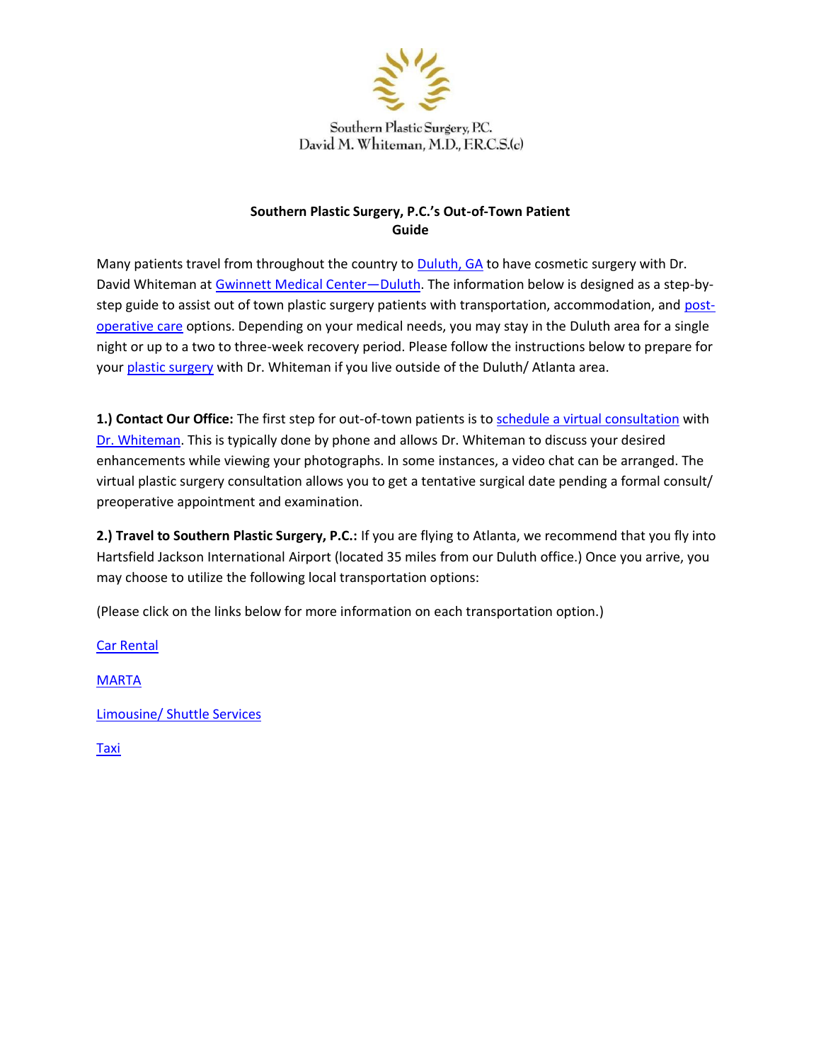Southern Plastic Surgery, P.C.
David M. Whiteman, M.D., F.R.C.S.(c)

# Southern Plastic Surgery, P.C.'s Out-of-Town Patient Guide

Many patients travel from throughout the country to Duluth, GA to have cosmetic surgery with Dr. David Whiteman at Gwinnett Medical Center—Duluth. The information below is designed as a step-by-step guide to assist out of town plastic surgery patients with transportation, accommodation, and post-operative care options. Depending on your medical needs, you may stay in the Duluth area for a single night or up to a two to three-week recovery period. Please follow the instructions below to prepare for your plastic surgery with Dr. Whiteman if you live outside of the Duluth/ Atlanta area.

**1.) Contact Our Office:** The first step for out-of-town patients is to schedule a virtual consultation with Dr. Whiteman. This is typically done by phone and allows Dr. Whiteman to discuss your desired enhancements while viewing your photographs. In some instances, a video chat can be arranged. The virtual plastic surgery consultation allows you to get a tentative surgical date pending a formal consult/ preoperative appointment and examination.

**2.) Travel to Southern Plastic Surgery, P.C.:** If you are flying to Atlanta, we recommend that you fly into Hartsfield Jackson International Airport (located 35 miles from our Duluth office.) Once you arrive, you may choose to utilize the following local transportation options:

(Please click on the links below for more information on each transportation option.)

Car Rental

MARTA

Limousine/ Shuttle Services

Taxi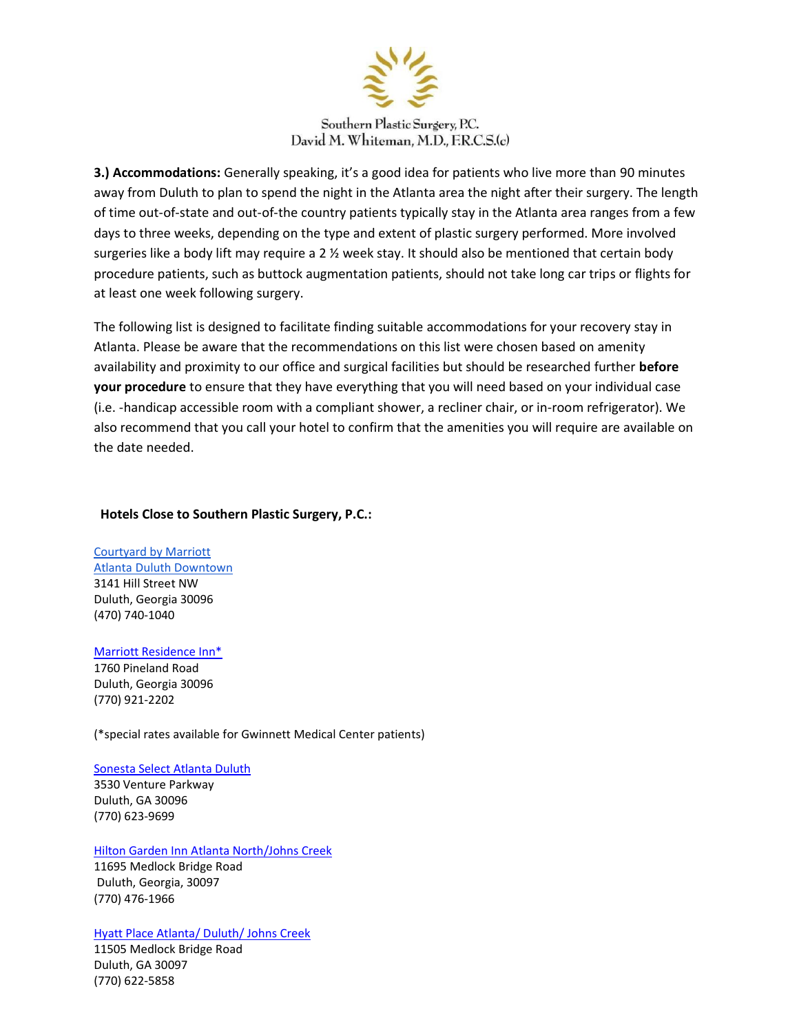Southern Plastic Surgery, P.C.
David M. Whiteman, M.D., F.R.C.S.(c)

**3.) Accommodations:** Generally speaking, it's a good idea for patients who live more than 90 minutes away from Duluth to plan to spend the night in the Atlanta area the night after their surgery. The length of time out-of-state and out-of-the country patients typically stay in the Atlanta area ranges from a few days to three weeks, depending on the type and extent of plastic surgery performed. More involved surgeries like a body lift may require a 2 ½ week stay. It should also be mentioned that certain body procedure patients, such as buttock augmentation patients, should not take long car trips or flights for at least one week following surgery.

The following list is designed to facilitate finding suitable accommodations for your recovery stay in Atlanta. Please be aware that the recommendations on this list were chosen based on amenity availability and proximity to our office and surgical facilities but should be researched further **before your procedure** to ensure that they have everything that you will need based on your individual case (i.e. -handicap accessible room with a compliant shower, a recliner chair, or in-room refrigerator). We also recommend that you call your hotel to confirm that the amenities you will require are available on the date needed.

**Hotels Close to Southern Plastic Surgery, P.C.:**

Courtyard by Marriott
Atlanta Duluth Downtown
3141 Hill Street NW
Duluth, Georgia 30096
(470) 740-1040

Marriott Residence Inn*
1760 Pineland Road
Duluth, Georgia 30096
(770) 921-2202

(*special rates available for Gwinnett Medical Center patients)

Sonesta Select Atlanta Duluth
3530 Venture Parkway
Duluth, GA 30096
(770) 623-9699

Hilton Garden Inn Atlanta North/Johns Creek
11695 Medlock Bridge Road
Duluth, Georgia, 30097
(770) 476-1966

Hyatt Place Atlanta/ Duluth/ Johns Creek
11505 Medlock Bridge Road
Duluth, GA 30097
(770) 622-5858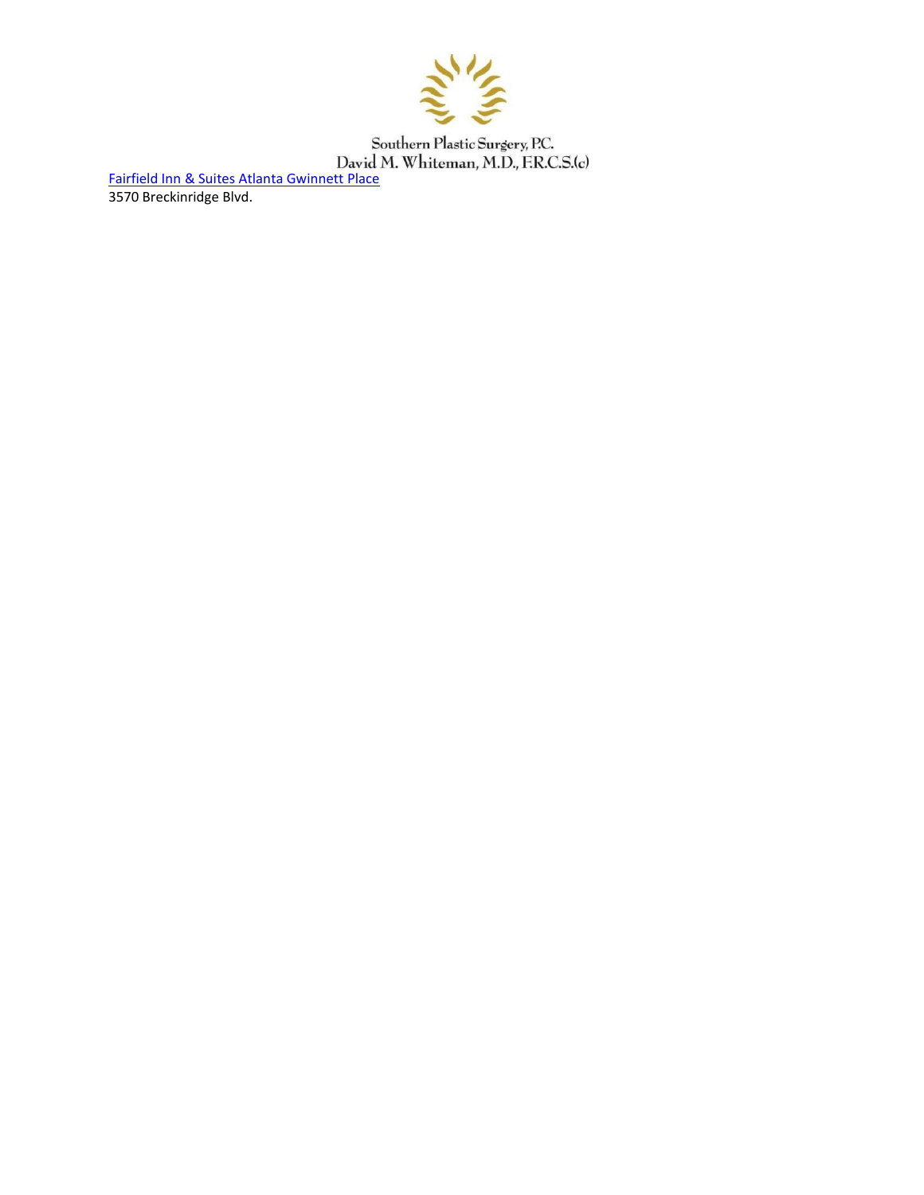Southern Plastic Surgery, P.C.
David M. Whiteman, M.D., F.R.C.S.(c)

Fairfield Inn & Suites Atlanta Gwinnett Place
3570 Breckinridge Blvd.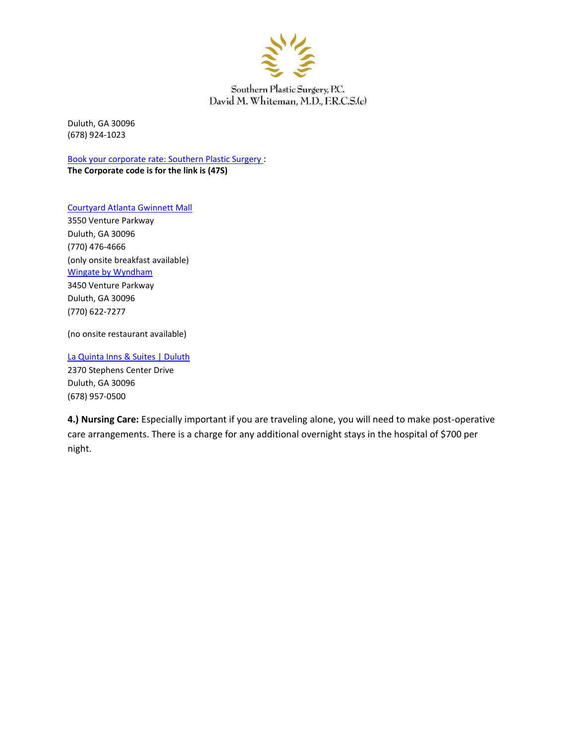Southern Plastic Surgery, P.C.
David M. Whiteman, M.D., F.R.C.S.(c)

Duluth, GA 30096
(678) 924-1023

Book your corporate rate: Southern Plastic Surgery :
**The Corporate code is for the link is (47S)**

Courtyard Atlanta Gwinnett Mall
3550 Venture Parkway
Duluth, GA 30096
(770) 476-4666
(only onsite breakfast available)

Wingate by Wyndham
3450 Venture Parkway
Duluth, GA 30096
(770) 622-7277

(no onsite restaurant available)

La Quinta Inns & Suites | Duluth
2370 Stephens Center Drive
Duluth, GA 30096
(678) 957-0500

**4.) Nursing Care:** Especially important if you are traveling alone, you will need to make post-operative care arrangements. There is a charge for any additional overnight stays in the hospital of $700 per night.